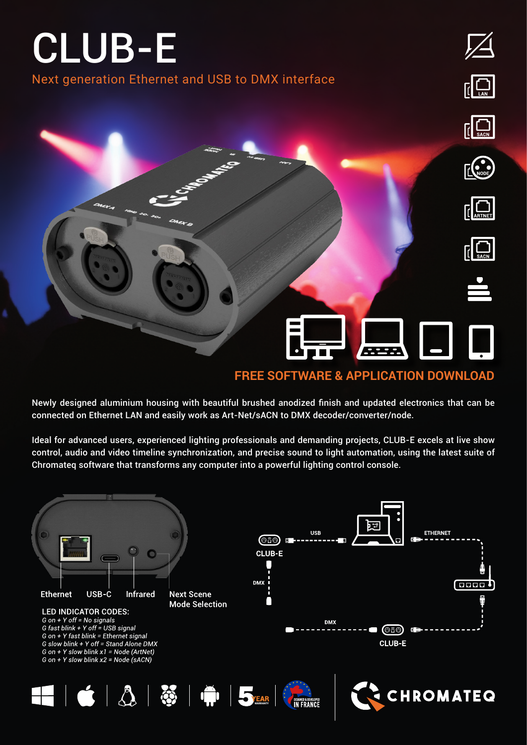# CLUB-E

## Next generation Ethernet and USB to DMX interface

**FREE SOFTWARE & APPLICATION DOWNLOAD**

Newly designed aluminium housing with beautiful brushed anodized finish and updated electronics that can be connected on Ethernet LAN and easily work as Art-Net/sACN to DMX decoder/converter/node.

Ideal for advanced users, experienced lighting professionals and demanding projects, CLUB-E excels at live show control, audio and video timeline synchronization, and precise sound to light automation, using the latest suite of Chromateq software that transforms any computer into a powerful lighting control console.

Ethernet | USB-C | Infrared | Next Scene Mode Selection

**LED INDICATOR CODES:**

*G on + Y off = No signals*
*G fast blink + Y off = USB signal*
*G on + Y fast blink = Ethernet signal*
*G slow blink + Y off = Stand Alone DMX*
*G on + Y slow blink x1 = Node (ArtNet)*
*G on + Y slow blink x2 = Node (sACN)*

USB — CLUB-E — DMX — ETHERNET — DMX — CLUB-E

5 YEAR WARRANTY — DESIGNED & DEVELOPED IN FRANCE

CHROMATEQ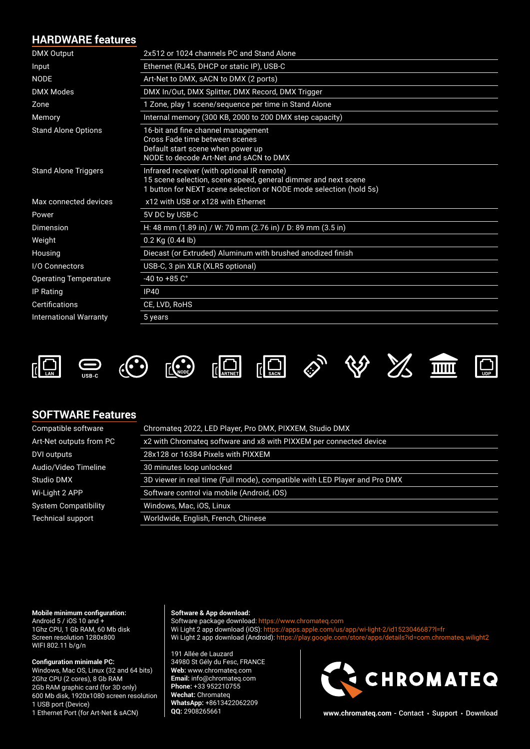## HARDWARE features

| | |
|---|---|
| DMX Output | 2x512 or 1024 channels PC and Stand Alone |
| Input | Ethernet (RJ45, DHCP or static IP), USB-C |
| NODE | Art-Net to DMX, sACN to DMX (2 ports) |
| DMX Modes | DMX In/Out, DMX Splitter, DMX Record, DMX Trigger |
| Zone | 1 Zone, play 1 scene/sequence per time in Stand Alone |
| Memory | Internal memory (300 KB, 2000 to 200 DMX step capacity) |
| Stand Alone Options | 16-bit and fine channel management<br>Cross Fade time between scenes<br>Default start scene when power up<br>NODE to decode Art-Net and sACN to DMX |
| Stand Alone Triggers | Infrared receiver (with optional IR remote)<br>15 scene selection, scene speed, general dimmer and next scene<br>1 button for NEXT scene selection or NODE mode selection (hold 5s) |
| Max connected devices | x12 with USB or x128 with Ethernet |
| Power | 5V DC by USB-C |
| Dimension | H: 48 mm (1.89 in) / W: 70 mm (2.76 in) / D: 89 mm (3.5 in) |
| Weight | 0.2 Kg (0.44 lb) |
| Housing | Diecast (or Extruded) Aluminum with brushed anodized finish |
| I/O Connectors | USB-C, 3 pin XLR (XLR5 optional) |
| Operating Temperature | -40 to +85 C° |
| IP Rating | IP40 |
| Certifications | CE, LVD, RoHS |
| International Warranty | 5 years |

LAN USB-C NODE ARTNET SACN UDP

## SOFTWARE Features

| | |
|---|---|
| Compatible software | Chromateq 2022, LED Player, Pro DMX, PIXXEM, Studio DMX |
| Art-Net outputs from PC | x2 with Chromateq software and x8 with PIXXEM per connected device |
| DVI outputs | 28x128 or 16384 Pixels with PIXXEM |
| Audio/Video Timeline | 30 minutes loop unlocked |
| Studio DMX | 3D viewer in real time (Full mode), compatible with LED Player and Pro DMX |
| Wi-Light 2 APP | Software control via mobile (Android, iOS) |
| System Compatibility | Windows, Mac, iOS, Linux |
| Technical support | Worldwide, English, French, Chinese |

**Mobile minimum configuration:**
Android 5 / iOS 10 and +
1Ghz CPU, 1 Gb RAM, 60 Mb disk
Screen resolution 1280x800
WIFI 802.11 b/g/n

**Configuration minimale PC:**
Windows, Mac OS, Linux (32 and 64 bits)
2Ghz CPU (2 cores), 8 Gb RAM
2Gb RAM graphic card (for 3D only)
600 Mb disk, 1920x1080 screen resolution
1 USB port (Device)
1 Ethernet Port (for Art-Net & sACN)

**Software & App download:**
Software package download: https://www.chromateq.com
Wi Light 2 app download (iOS): https://apps.apple.com/us/app/wi-light-2/id1523046687?l=fr
Wi Light 2 app download (Android): https://play.google.com/store/apps/details?id=com.chromateq.wilight2

191 Allée de Lauzard
34980 St Gély du Fesc, FRANCE
**Web:** www.chromateq.com
**Email:** info@chromateq.com
**Phone:** +33 952210755
**Wechat:** Chromateq
**WhatsApp:** +8613422062209
**QQ:** 2908265661

CHROMATEQ

**www.chromateq.com** - **Contact** • **Support** • **Download**